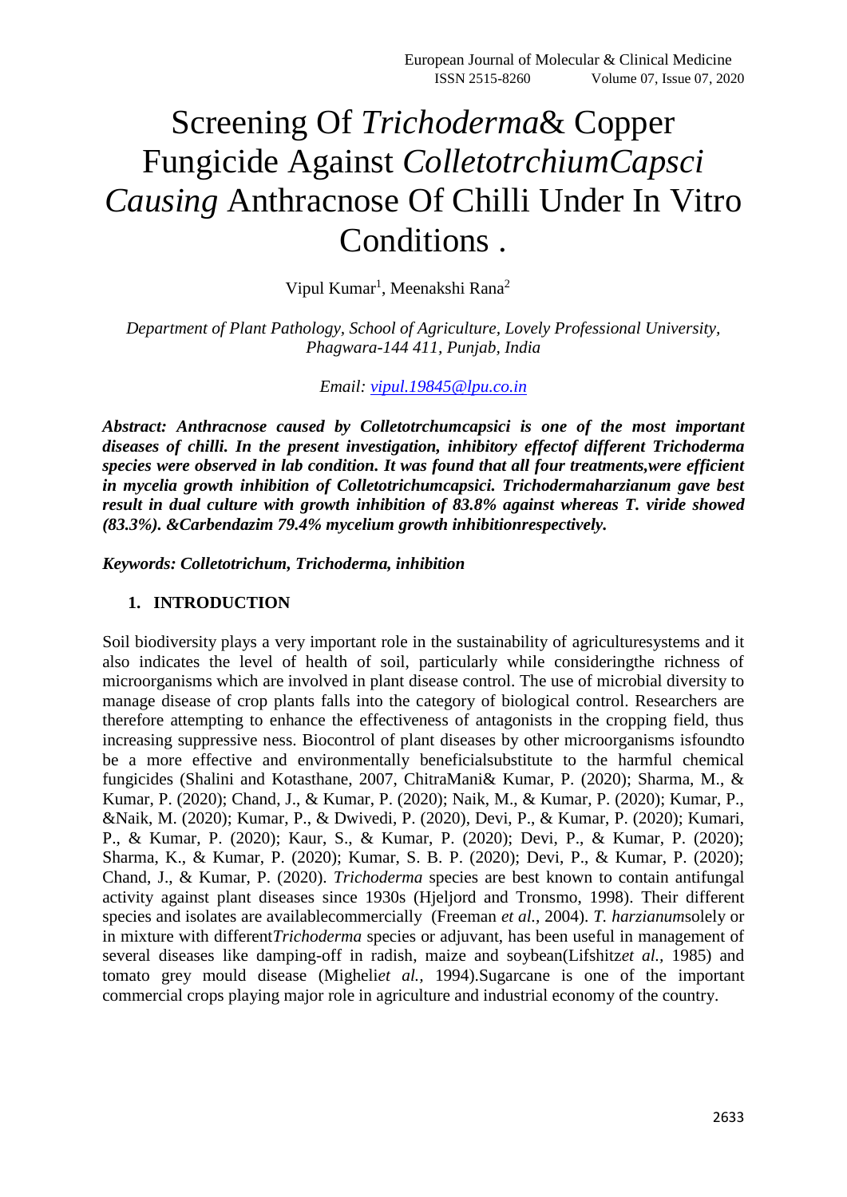# Screening Of *Trichoderma*& Copper Fungicide Against *ColletotrchiumCapsci Causing* Anthracnose Of Chilli Under In Vitro Conditions .

Vipul Kumar[1], Meenakshi Rana[2]

*Department of Plant Pathology, School of Agriculture, Lovely Professional University, Phagwara-144 411, Punjab, India*

*Email: vipul.19845@lpu.co.in*

***Abstract: Anthracnose caused by Colletotrchumcapsici is one of the most important diseases of chilli. In the present investigation, inhibitory effectof different Trichoderma species were observed in lab condition. It was found that all four treatments,were efficient in mycelia growth inhibition of Colletotrichumcapsici. Trichodermaharzianum gave best result in dual culture with growth inhibition of 83.8% against whereas T. viride showed (83.3%). &Carbendazim 79.4% mycelium growth inhibitionrespectively.***

***Keywords: Colletotrichum, Trichoderma, inhibition***

## 1. INTRODUCTION

Soil biodiversity plays a very important role in the sustainability of agriculturesystems and it also indicates the level of health of soil, particularly while consideringthe richness of microorganisms which are involved in plant disease control. The use of microbial diversity to manage disease of crop plants falls into the category of biological control. Researchers are therefore attempting to enhance the effectiveness of antagonists in the cropping field, thus increasing suppressive ness. Biocontrol of plant diseases by other microorganisms isfoundto be a more effective and environmentally beneficialsubstitute to the harmful chemical fungicides (Shalini and Kotasthane, 2007, ChitraMani& Kumar, P. (2020); Sharma, M., & Kumar, P. (2020); Chand, J., & Kumar, P. (2020); Naik, M., & Kumar, P. (2020); Kumar, P., &Naik, M. (2020); Kumar, P., & Dwivedi, P. (2020), Devi, P., & Kumar, P. (2020); Kumari, P., & Kumar, P. (2020); Kaur, S., & Kumar, P. (2020); Devi, P., & Kumar, P. (2020); Sharma, K., & Kumar, P. (2020); Kumar, S. B. P. (2020); Devi, P., & Kumar, P. (2020); Chand, J., & Kumar, P. (2020). *Trichoderma* species are best known to contain antifungal activity against plant diseases since 1930s (Hjeljord and Tronsmo, 1998). Their different species and isolates are availablecommercially (Freeman *et al.,* 2004). *T. harzianum*solely or in mixture with different*Trichoderma* species or adjuvant, has been useful in management of several diseases like damping-off in radish, maize and soybean(Lifshitz*et al.,* 1985) and tomato grey mould disease (Migheli*et al.,* 1994).Sugarcane is one of the important commercial crops playing major role in agriculture and industrial economy of the country.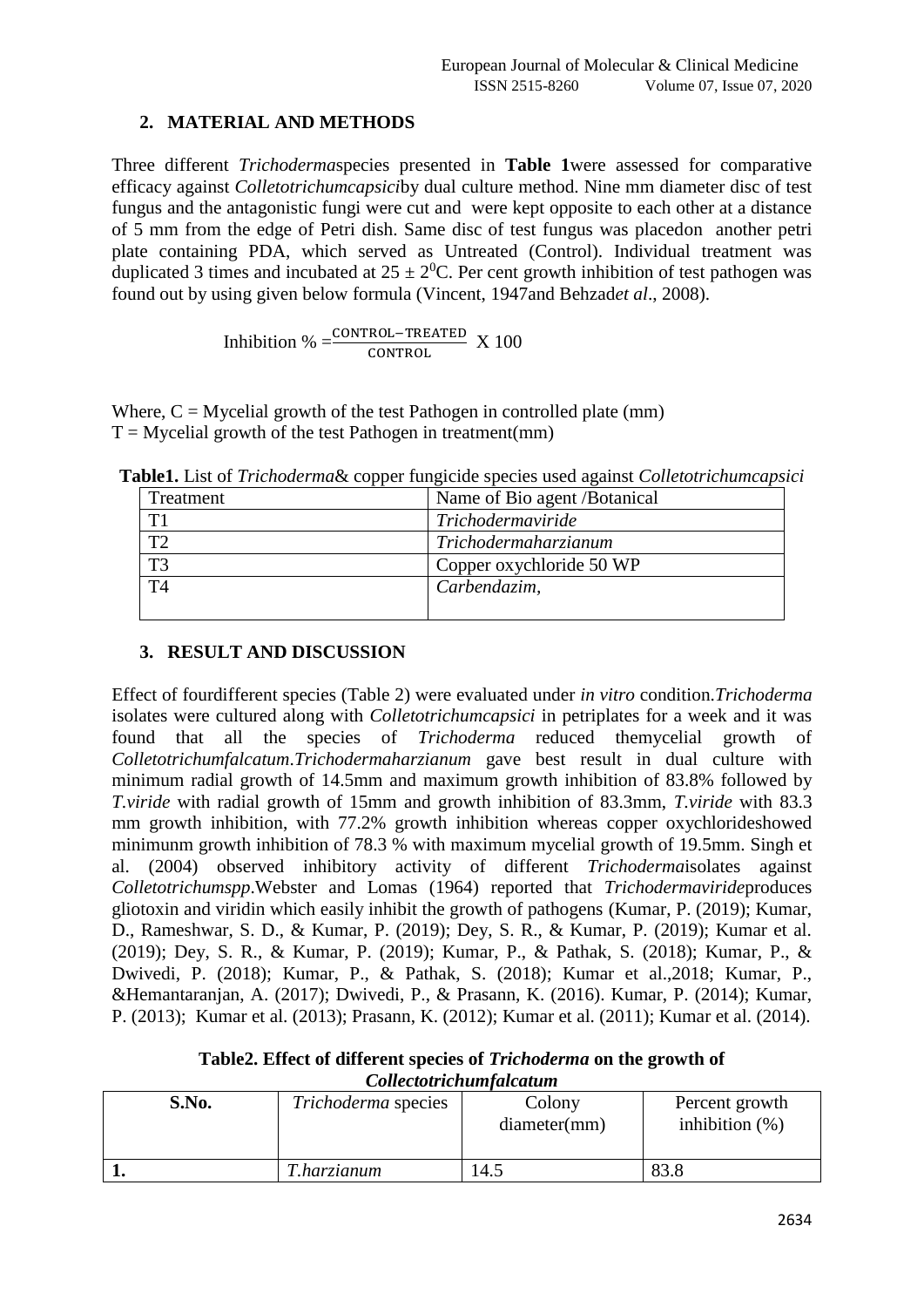## 2. MATERIAL AND METHODS

Three different *Trichoderma*species presented in **Table 1**were assessed for comparative efficacy against *Colletotrichumcapsici*by dual culture method. Nine mm diameter disc of test fungus and the antagonistic fungi were cut and were kept opposite to each other at a distance of 5 mm from the edge of Petri dish. Same disc of test fungus was placedon another petri plate containing PDA, which served as Untreated (Control). Individual treatment was duplicated 3 times and incubated at $25 \pm 2^0$C. Per cent growth inhibition of test pathogen was found out by using given below formula (Vincent, 1947and Behzad*et al*., 2008).

$$\text{Inhibition \%} = \frac{\text{CONTROL} - \text{TREATED}}{\text{CONTROL}} \text{ X } 100$$

Where, C = Mycelial growth of the test Pathogen in controlled plate (mm)
T = Mycelial growth of the test Pathogen in treatment(mm)

**Table1.** List of *Trichoderma*& copper fungicide species used against *Colletotrichumcapsici*

| Treatment | Name of Bio agent /Botanical |
|---|---|
| T1 | *Trichodermaviride* |
| T2 | *Trichodermaharzianum* |
| T3 | Copper oxychloride 50 WP |
| T4 | *Carbendazim,* |

## 3. RESULT AND DISCUSSION

Effect of fourdifferent species (Table 2) were evaluated under *in vitro* condition.*Trichoderma* isolates were cultured along with *Colletotrichumcapsici* in petriplates for a week and it was found that all the species of *Trichoderma* reduced themycelial growth of *Colletotrichumfalcatum*.*Trichodermaharzianum* gave best result in dual culture with minimum radial growth of 14.5mm and maximum growth inhibition of 83.8% followed by *T.viride* with radial growth of 15mm and growth inhibition of 83.3mm, *T.viride* with 83.3 mm growth inhibition, with 77.2% growth inhibition whereas copper oxychlorideshowed minimunm growth inhibition of 78.3 % with maximum mycelial growth of 19.5mm. Singh et al. (2004) observed inhibitory activity of different *Trichoderma*isolates against *Colletotrichumspp*.Webster and Lomas (1964) reported that *Trichodermaviride*produces gliotoxin and viridin which easily inhibit the growth of pathogens (Kumar, P. (2019); Kumar, D., Rameshwar, S. D., & Kumar, P. (2019); Dey, S. R., & Kumar, P. (2019); Kumar et al. (2019); Dey, S. R., & Kumar, P. (2019); Kumar, P., & Pathak, S. (2018); Kumar, P., & Dwivedi, P. (2018); Kumar, P., & Pathak, S. (2018); Kumar et al.,2018; Kumar, P., &Hemantaranjan, A. (2017); Dwivedi, P., & Prasann, K. (2016). Kumar, P. (2014); Kumar, P. (2013); Kumar et al. (2013); Prasann, K. (2012); Kumar et al. (2011); Kumar et al. (2014).

**Table2. Effect of different species of *Trichoderma* on the growth of *Collectotrichumfalcatum***

| S.No. | *Trichoderma* species | Colony diameter(mm) | Percent growth inhibition (%) |
|---|---|---|---|
| **1.** | *T.harzianum* | 14.5 | 83.8 |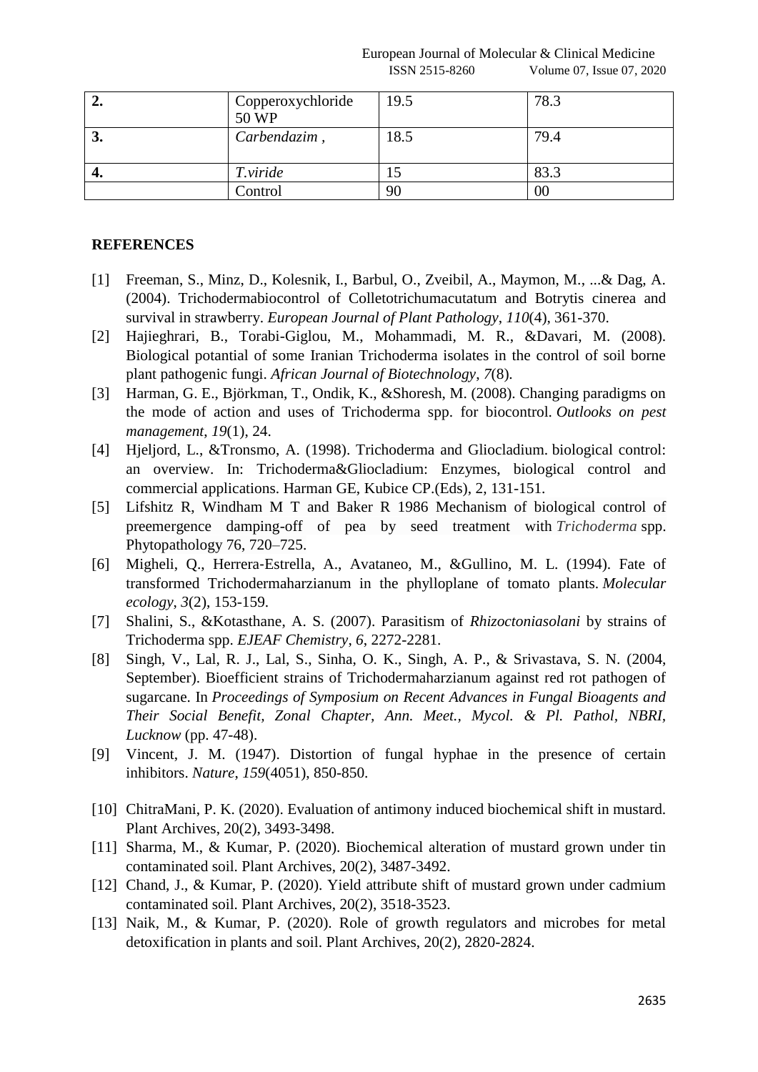| 2. | Copperoxychloride 50 WP | 19.5 | 78.3 |
|---|---|---|---|
| 3. | *Carbendazim* , | 18.5 | 79.4 |
| 4. | *T.viride* | 15 | 83.3 |
| | Control | 90 | 00 |

## REFERENCES

[1] Freeman, S., Minz, D., Kolesnik, I., Barbul, O., Zveibil, A., Maymon, M., ...& Dag, A. (2004). Trichodermabiocontrol of Colletotrichumacutatum and Botrytis cinerea and survival in strawberry. *European Journal of Plant Pathology*, *110*(4), 361-370.

[2] Hajieghrari, B., Torabi-Giglou, M., Mohammadi, M. R., &Davari, M. (2008). Biological potential of some Iranian Trichoderma isolates in the control of soil borne plant pathogenic fungi. *African Journal of Biotechnology*, *7*(8).

[3] Harman, G. E., Björkman, T., Ondik, K., &Shoresh, M. (2008). Changing paradigms on the mode of action and uses of Trichoderma spp. for biocontrol. *Outlooks on pest management*, *19*(1), 24.

[4] Hjeljord, L., &Tronsmo, A. (1998). Trichoderma and Gliocladium. biological control: an overview. In: Trichoderma&Gliocladium: Enzymes, biological control and commercial applications. Harman GE, Kubice CP.(Eds), 2, 131-151.

[5] Lifshitz R, Windham M T and Baker R 1986 Mechanism of biological control of preemergence damping-off of pea by seed treatment with *Trichoderma* spp. Phytopathology 76, 720–725.

[6] Migheli, Q., Herrera-Estrella, A., Avataneo, M., &Gullino, M. L. (1994). Fate of transformed Trichodermaharzianum in the phylloplane of tomato plants. *Molecular ecology*, *3*(2), 153-159.

[7] Shalini, S., &Kotasthane, A. S. (2007). Parasitism of *Rhizoctoniasolani* by strains of Trichoderma spp. *EJEAF Chemistry*, *6*, 2272-2281.

[8] Singh, V., Lal, R. J., Lal, S., Sinha, O. K., Singh, A. P., & Srivastava, S. N. (2004, September). Bioefficient strains of Trichodermaharzianum against red rot pathogen of sugarcane. In *Proceedings of Symposium on Recent Advances in Fungal Bioagents and Their Social Benefit, Zonal Chapter, Ann. Meet., Mycol. & Pl. Pathol, NBRI, Lucknow* (pp. 47-48).

[9] Vincent, J. M. (1947). Distortion of fungal hyphae in the presence of certain inhibitors. *Nature*, *159*(4051), 850-850.

[10] ChitraMani, P. K. (2020). Evaluation of antimony induced biochemical shift in mustard. Plant Archives, 20(2), 3493-3498.

[11] Sharma, M., & Kumar, P. (2020). Biochemical alteration of mustard grown under tin contaminated soil. Plant Archives, 20(2), 3487-3492.

[12] Chand, J., & Kumar, P. (2020). Yield attribute shift of mustard grown under cadmium contaminated soil. Plant Archives, 20(2), 3518-3523.

[13] Naik, M., & Kumar, P. (2020). Role of growth regulators and microbes for metal detoxification in plants and soil. Plant Archives, 20(2), 2820-2824.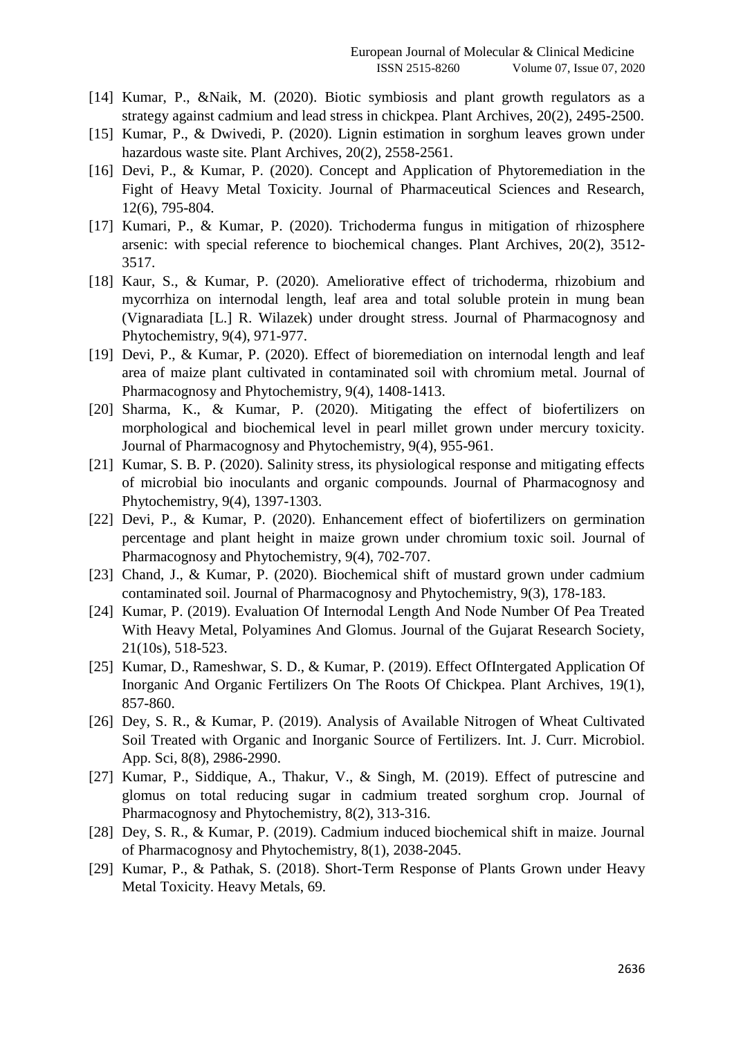[14] Kumar, P., &Naik, M. (2020). Biotic symbiosis and plant growth regulators as a strategy against cadmium and lead stress in chickpea. Plant Archives, 20(2), 2495-2500.

[15] Kumar, P., & Dwivedi, P. (2020). Lignin estimation in sorghum leaves grown under hazardous waste site. Plant Archives, 20(2), 2558-2561.

[16] Devi, P., & Kumar, P. (2020). Concept and Application of Phytoremediation in the Fight of Heavy Metal Toxicity. Journal of Pharmaceutical Sciences and Research, 12(6), 795-804.

[17] Kumari, P., & Kumar, P. (2020). Trichoderma fungus in mitigation of rhizosphere arsenic: with special reference to biochemical changes. Plant Archives, 20(2), 3512-3517.

[18] Kaur, S., & Kumar, P. (2020). Ameliorative effect of trichoderma, rhizobium and mycorrhiza on internodal length, leaf area and total soluble protein in mung bean (Vignaradiata [L.] R. Wilazek) under drought stress. Journal of Pharmacognosy and Phytochemistry, 9(4), 971-977.

[19] Devi, P., & Kumar, P. (2020). Effect of bioremediation on internodal length and leaf area of maize plant cultivated in contaminated soil with chromium metal. Journal of Pharmacognosy and Phytochemistry, 9(4), 1408-1413.

[20] Sharma, K., & Kumar, P. (2020). Mitigating the effect of biofertilizers on morphological and biochemical level in pearl millet grown under mercury toxicity. Journal of Pharmacognosy and Phytochemistry, 9(4), 955-961.

[21] Kumar, S. B. P. (2020). Salinity stress, its physiological response and mitigating effects of microbial bio inoculants and organic compounds. Journal of Pharmacognosy and Phytochemistry, 9(4), 1397-1303.

[22] Devi, P., & Kumar, P. (2020). Enhancement effect of biofertilizers on germination percentage and plant height in maize grown under chromium toxic soil. Journal of Pharmacognosy and Phytochemistry, 9(4), 702-707.

[23] Chand, J., & Kumar, P. (2020). Biochemical shift of mustard grown under cadmium contaminated soil. Journal of Pharmacognosy and Phytochemistry, 9(3), 178-183.

[24] Kumar, P. (2019). Evaluation Of Internodal Length And Node Number Of Pea Treated With Heavy Metal, Polyamines And Glomus. Journal of the Gujarat Research Society, 21(10s), 518-523.

[25] Kumar, D., Rameshwar, S. D., & Kumar, P. (2019). Effect OfIntergated Application Of Inorganic And Organic Fertilizers On The Roots Of Chickpea. Plant Archives, 19(1), 857-860.

[26] Dey, S. R., & Kumar, P. (2019). Analysis of Available Nitrogen of Wheat Cultivated Soil Treated with Organic and Inorganic Source of Fertilizers. Int. J. Curr. Microbiol. App. Sci, 8(8), 2986-2990.

[27] Kumar, P., Siddique, A., Thakur, V., & Singh, M. (2019). Effect of putrescine and glomus on total reducing sugar in cadmium treated sorghum crop. Journal of Pharmacognosy and Phytochemistry, 8(2), 313-316.

[28] Dey, S. R., & Kumar, P. (2019). Cadmium induced biochemical shift in maize. Journal of Pharmacognosy and Phytochemistry, 8(1), 2038-2045.

[29] Kumar, P., & Pathak, S. (2018). Short-Term Response of Plants Grown under Heavy Metal Toxicity. Heavy Metals, 69.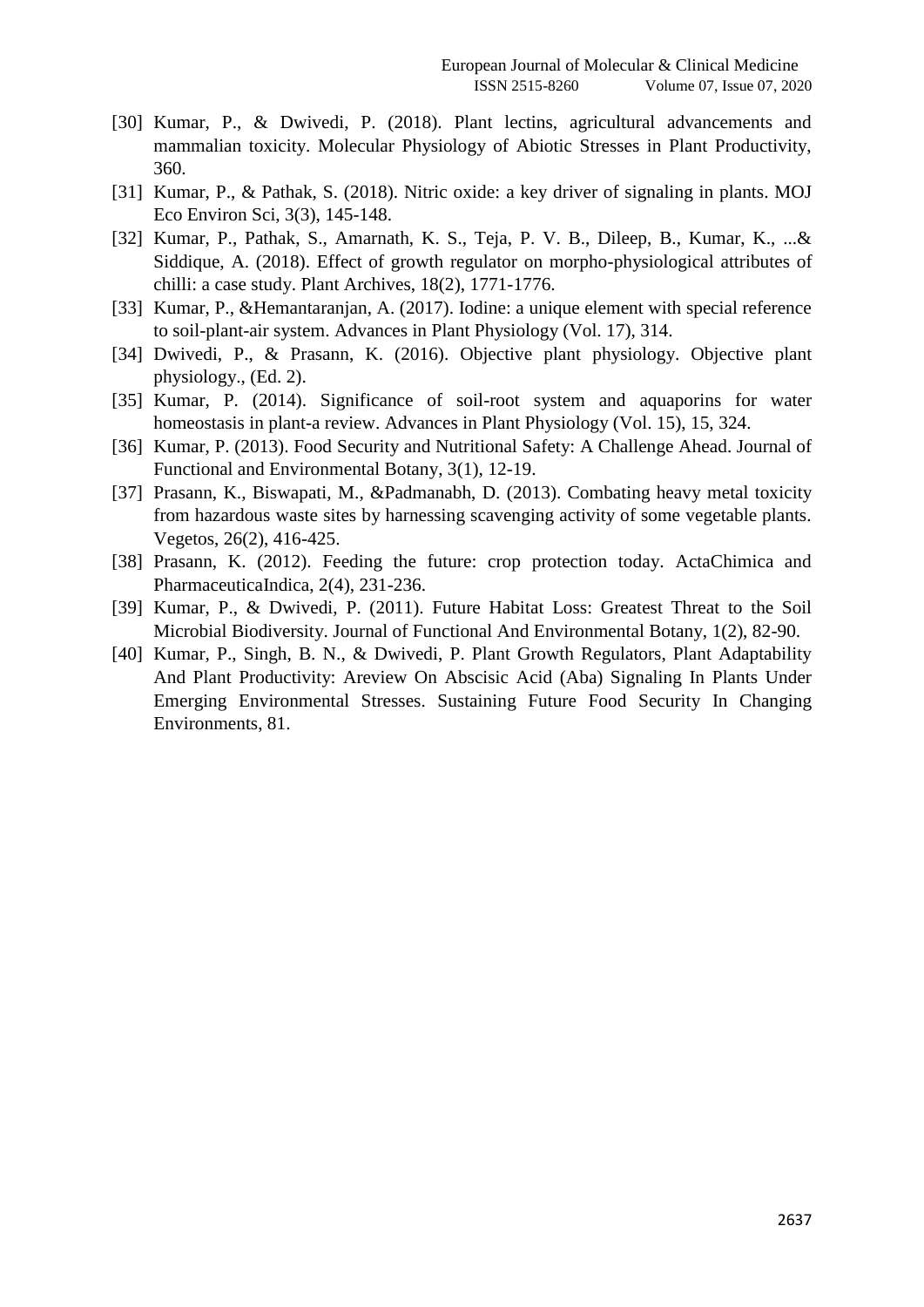[30] Kumar, P., & Dwivedi, P. (2018). Plant lectins, agricultural advancements and mammalian toxicity. Molecular Physiology of Abiotic Stresses in Plant Productivity, 360.

[31] Kumar, P., & Pathak, S. (2018). Nitric oxide: a key driver of signaling in plants. MOJ Eco Environ Sci, 3(3), 145-148.

[32] Kumar, P., Pathak, S., Amarnath, K. S., Teja, P. V. B., Dileep, B., Kumar, K., ...& Siddique, A. (2018). Effect of growth regulator on morpho-physiological attributes of chilli: a case study. Plant Archives, 18(2), 1771-1776.

[33] Kumar, P., &Hemantaranjan, A. (2017). Iodine: a unique element with special reference to soil-plant-air system. Advances in Plant Physiology (Vol. 17), 314.

[34] Dwivedi, P., & Prasann, K. (2016). Objective plant physiology. Objective plant physiology., (Ed. 2).

[35] Kumar, P. (2014). Significance of soil-root system and aquaporins for water homeostasis in plant-a review. Advances in Plant Physiology (Vol. 15), 15, 324.

[36] Kumar, P. (2013). Food Security and Nutritional Safety: A Challenge Ahead. Journal of Functional and Environmental Botany, 3(1), 12-19.

[37] Prasann, K., Biswapati, M., &Padmanabh, D. (2013). Combating heavy metal toxicity from hazardous waste sites by harnessing scavenging activity of some vegetable plants. Vegetos, 26(2), 416-425.

[38] Prasann, K. (2012). Feeding the future: crop protection today. ActaChimica and PharmaceuticaIndica, 2(4), 231-236.

[39] Kumar, P., & Dwivedi, P. (2011). Future Habitat Loss: Greatest Threat to the Soil Microbial Biodiversity. Journal of Functional And Environmental Botany, 1(2), 82-90.

[40] Kumar, P., Singh, B. N., & Dwivedi, P. Plant Growth Regulators, Plant Adaptability And Plant Productivity: Areview On Abscisic Acid (Aba) Signaling In Plants Under Emerging Environmental Stresses. Sustaining Future Food Security In Changing Environments, 81.